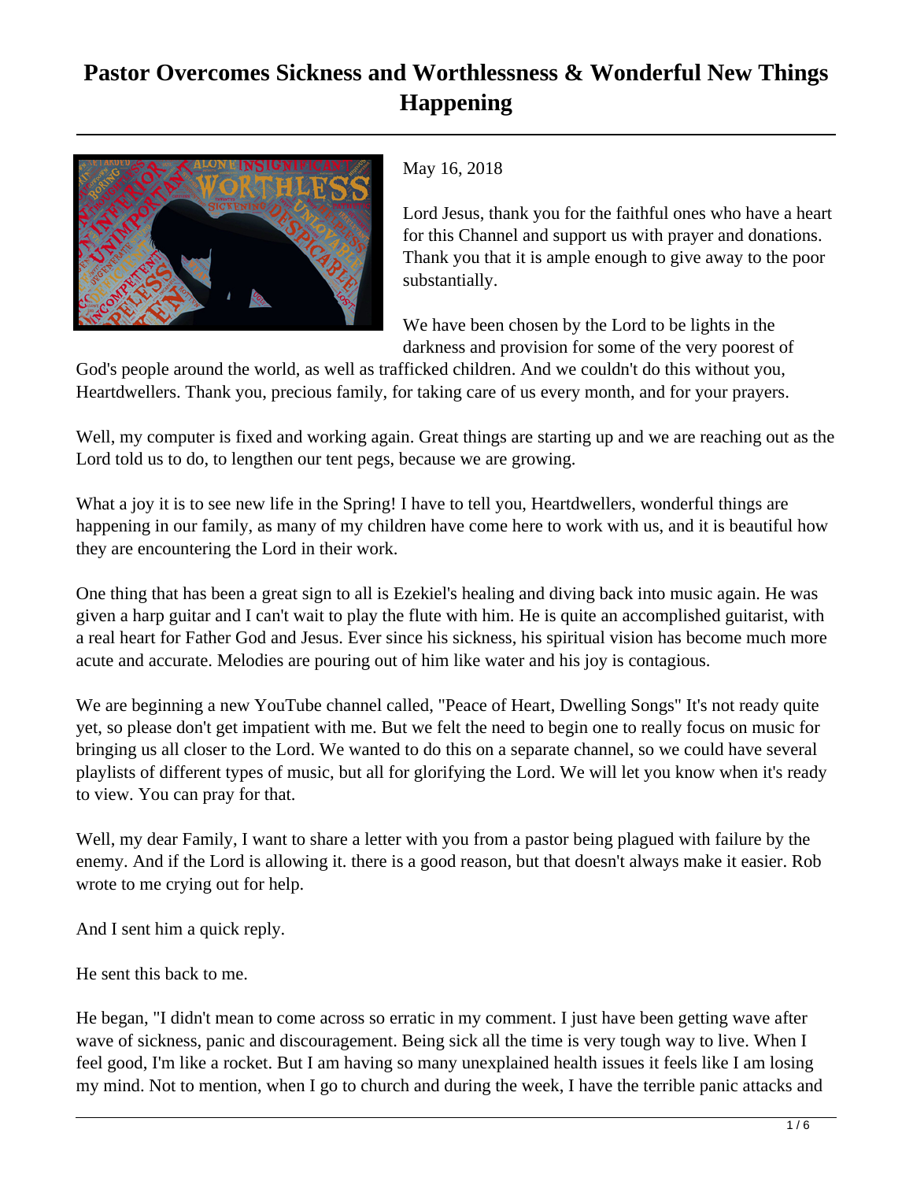# Pastor Overcomes Sickness and Worthlessness & Wonderful New Things Happening

May 16, 2018

Lord Jesus, thank you for the faithful ones who have a heart for this Channel and support us with prayer and donations. Thank you that it is ample enough to give away to the poor substantially.

We have been chosen by the Lord to be lights in the darkness and provision for some of the very poorest of God's people around the world, as well as trafficked children. And we couldn't do this without you, Heartdwellers. Thank you, precious family, for taking care of us every month, and for your prayers.

Well, my computer is fixed and working again. Great things are starting up and we are reaching out as the Lord told us to do, to lengthen our tent pegs, because we are growing.

What a joy it is to see new life in the Spring! I have to tell you, Heartdwellers, wonderful things are happening in our family, as many of my children have come here to work with us, and it is beautiful how they are encountering the Lord in their work.

One thing that has been a great sign to all is Ezekiel's healing and diving back into music again. He was given a harp guitar and I can't wait to play the flute with him. He is quite an accomplished guitarist, with a real heart for Father God and Jesus. Ever since his sickness, his spiritual vision has become much more acute and accurate. Melodies are pouring out of him like water and his joy is contagious.

We are beginning a new YouTube channel called, "Peace of Heart, Dwelling Songs" It's not ready quite yet, so please don't get impatient with me. But we felt the need to begin one to really focus on music for bringing us all closer to the Lord. We wanted to do this on a separate channel, so we could have several playlists of different types of music, but all for glorifying the Lord. We will let you know when it's ready to view. You can pray for that.

Well, my dear Family, I want to share a letter with you from a pastor being plagued with failure by the enemy. And if the Lord is allowing it. there is a good reason, but that doesn't always make it easier. Rob wrote to me crying out for help.

And I sent him a quick reply.

He sent this back to me.

He began, "I didn't mean to come across so erratic in my comment. I just have been getting wave after wave of sickness, panic and discouragement. Being sick all the time is very tough way to live. When I feel good, I'm like a rocket. But I am having so many unexplained health issues it feels like I am losing my mind. Not to mention, when I go to church and during the week, I have the terrible panic attacks and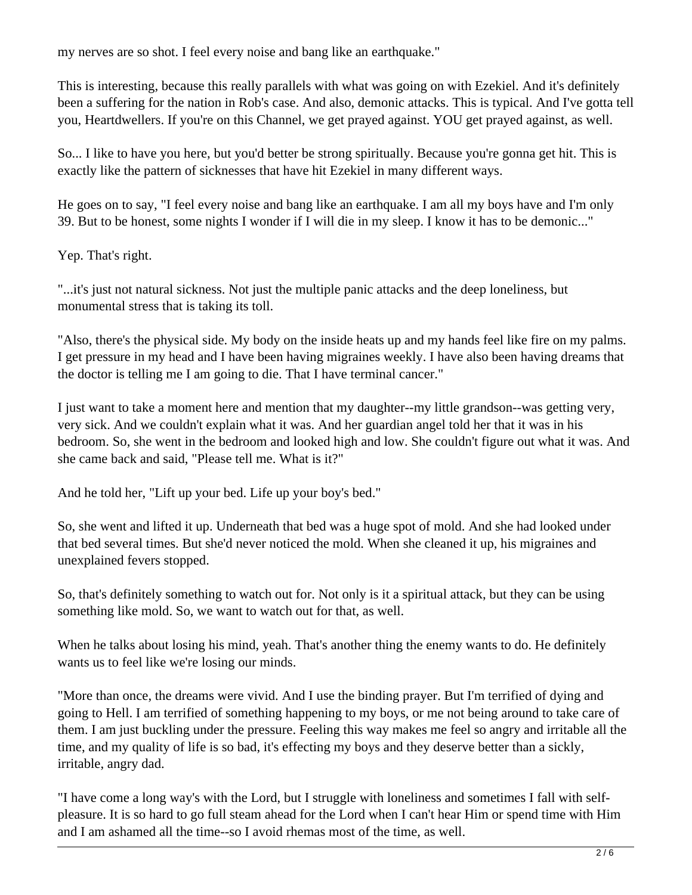my nerves are so shot. I feel every noise and bang like an earthquake."

This is interesting, because this really parallels with what was going on with Ezekiel. And it's definitely been a suffering for the nation in Rob's case. And also, demonic attacks. This is typical. And I've gotta tell you, Heartdwellers. If you're on this Channel, we get prayed against. YOU get prayed against, as well.

So... I like to have you here, but you'd better be strong spiritually. Because you're gonna get hit. This is exactly like the pattern of sicknesses that have hit Ezekiel in many different ways.

He goes on to say, "I feel every noise and bang like an earthquake. I am all my boys have and I'm only 39. But to be honest, some nights I wonder if I will die in my sleep. I know it has to be demonic..."

Yep. That's right.

"...it's just not natural sickness. Not just the multiple panic attacks and the deep loneliness, but monumental stress that is taking its toll.

"Also, there's the physical side. My body on the inside heats up and my hands feel like fire on my palms. I get pressure in my head and I have been having migraines weekly. I have also been having dreams that the doctor is telling me I am going to die. That I have terminal cancer."

I just want to take a moment here and mention that my daughter--my little grandson--was getting very, very sick. And we couldn't explain what it was. And her guardian angel told her that it was in his bedroom. So, she went in the bedroom and looked high and low. She couldn't figure out what it was. And she came back and said, "Please tell me. What is it?"

And he told her, "Lift up your bed. Life up your boy's bed."

So, she went and lifted it up. Underneath that bed was a huge spot of mold. And she had looked under that bed several times. But she'd never noticed the mold. When she cleaned it up, his migraines and unexplained fevers stopped.

So, that's definitely something to watch out for. Not only is it a spiritual attack, but they can be using something like mold. So, we want to watch out for that, as well.

When he talks about losing his mind, yeah. That's another thing the enemy wants to do. He definitely wants us to feel like we're losing our minds.

"More than once, the dreams were vivid. And I use the binding prayer. But I'm terrified of dying and going to Hell. I am terrified of something happening to my boys, or me not being around to take care of them. I am just buckling under the pressure. Feeling this way makes me feel so angry and irritable all the time, and my quality of life is so bad, it's effecting my boys and they deserve better than a sickly, irritable, angry dad.

"I have come a long way's with the Lord, but I struggle with loneliness and sometimes I fall with self-pleasure. It is so hard to go full steam ahead for the Lord when I can't hear Him or spend time with Him and I am ashamed all the time--so I avoid rhemas most of the time, as well.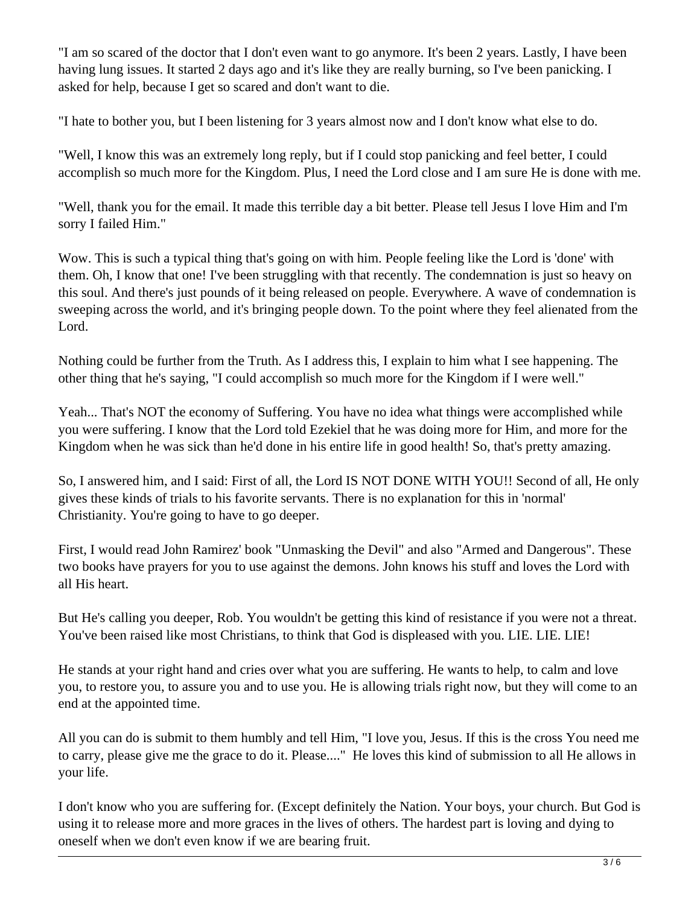"I am so scared of the doctor that I don't even want to go anymore. It's been 2 years. Lastly, I have been having lung issues. It started 2 days ago and it's like they are really burning, so I've been panicking. I asked for help, because I get so scared and don't want to die.

"I hate to bother you, but I been listening for 3 years almost now and I don't know what else to do.

"Well, I know this was an extremely long reply, but if I could stop panicking and feel better, I could accomplish so much more for the Kingdom. Plus, I need the Lord close and I am sure He is done with me.

"Well, thank you for the email. It made this terrible day a bit better. Please tell Jesus I love Him and I'm sorry I failed Him."

Wow. This is such a typical thing that's going on with him. People feeling like the Lord is 'done' with them. Oh, I know that one! I've been struggling with that recently. The condemnation is just so heavy on this soul. And there's just pounds of it being released on people. Everywhere. A wave of condemnation is sweeping across the world, and it's bringing people down. To the point where they feel alienated from the Lord.

Nothing could be further from the Truth. As I address this, I explain to him what I see happening. The other thing that he's saying, "I could accomplish so much more for the Kingdom if I were well."

Yeah... That's NOT the economy of Suffering. You have no idea what things were accomplished while you were suffering. I know that the Lord told Ezekiel that he was doing more for Him, and more for the Kingdom when he was sick than he'd done in his entire life in good health! So, that's pretty amazing.

So, I answered him, and I said: First of all, the Lord IS NOT DONE WITH YOU!! Second of all, He only gives these kinds of trials to his favorite servants. There is no explanation for this in 'normal' Christianity. You're going to have to go deeper.

First, I would read John Ramirez' book "Unmasking the Devil" and also "Armed and Dangerous". These two books have prayers for you to use against the demons. John knows his stuff and loves the Lord with all His heart.

But He's calling you deeper, Rob. You wouldn't be getting this kind of resistance if you were not a threat. You've been raised like most Christians, to think that God is displeased with you. LIE. LIE. LIE!

He stands at your right hand and cries over what you are suffering. He wants to help, to calm and love you, to restore you, to assure you and to use you. He is allowing trials right now, but they will come to an end at the appointed time.

All you can do is submit to them humbly and tell Him, "I love you, Jesus. If this is the cross You need me to carry, please give me the grace to do it. Please...." He loves this kind of submission to all He allows in your life.

I don't know who you are suffering for. (Except definitely the Nation. Your boys, your church. But God is using it to release more and more graces in the lives of others. The hardest part is loving and dying to oneself when we don't even know if we are bearing fruit.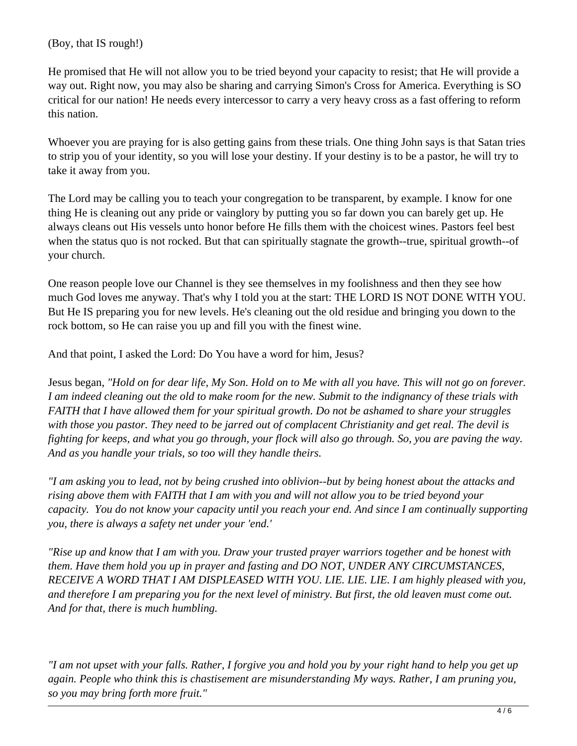(Boy, that IS rough!)

He promised that He will not allow you to be tried beyond your capacity to resist; that He will provide a way out. Right now, you may also be sharing and carrying Simon's Cross for America. Everything is SO critical for our nation! He needs every intercessor to carry a very heavy cross as a fast offering to reform this nation.

Whoever you are praying for is also getting gains from these trials. One thing John says is that Satan tries to strip you of your identity, so you will lose your destiny. If your destiny is to be a pastor, he will try to take it away from you.

The Lord may be calling you to teach your congregation to be transparent, by example. I know for one thing He is cleaning out any pride or vainglory by putting you so far down you can barely get up. He always cleans out His vessels unto honor before He fills them with the choicest wines. Pastors feel best when the status quo is not rocked. But that can spiritually stagnate the growth--true, spiritual growth--of your church.

One reason people love our Channel is they see themselves in my foolishness and then they see how much God loves me anyway. That's why I told you at the start: THE LORD IS NOT DONE WITH YOU. But He IS preparing you for new levels. He's cleaning out the old residue and bringing you down to the rock bottom, so He can raise you up and fill you with the finest wine.

And that point, I asked the Lord: Do You have a word for him, Jesus?

Jesus began, *"Hold on for dear life, My Son. Hold on to Me with all you have. This will not go on forever. I am indeed cleaning out the old to make room for the new. Submit to the indignancy of these trials with FAITH that I have allowed them for your spiritual growth. Do not be ashamed to share your struggles with those you pastor. They need to be jarred out of complacent Christianity and get real. The devil is fighting for keeps, and what you go through, your flock will also go through. So, you are paving the way. And as you handle your trials, so too will they handle theirs.*

*"I am asking you to lead, not by being crushed into oblivion--but by being honest about the attacks and rising above them with FAITH that I am with you and will not allow you to be tried beyond your capacity. You do not know your capacity until you reach your end. And since I am continually supporting you, there is always a safety net under your 'end.'*

*"Rise up and know that I am with you. Draw your trusted prayer warriors together and be honest with them. Have them hold you up in prayer and fasting and DO NOT, UNDER ANY CIRCUMSTANCES, RECEIVE A WORD THAT I AM DISPLEASED WITH YOU. LIE. LIE. LIE. I am highly pleased with you, and therefore I am preparing you for the next level of ministry. But first, the old leaven must come out. And for that, there is much humbling.*

*"I am not upset with your falls. Rather, I forgive you and hold you by your right hand to help you get up again. People who think this is chastisement are misunderstanding My ways. Rather, I am pruning you, so you may bring forth more fruit."*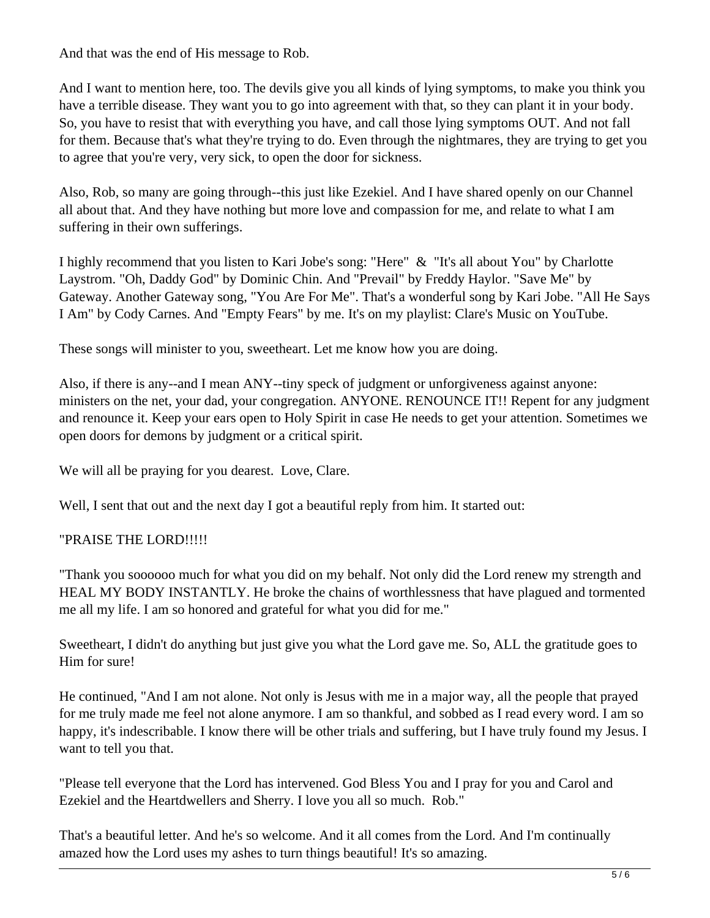And that was the end of His message to Rob.

And I want to mention here, too. The devils give you all kinds of lying symptoms, to make you think you have a terrible disease. They want you to go into agreement with that, so they can plant it in your body. So, you have to resist that with everything you have, and call those lying symptoms OUT. And not fall for them. Because that's what they're trying to do. Even through the nightmares, they are trying to get you to agree that you're very, very sick, to open the door for sickness.

Also, Rob, so many are going through--this just like Ezekiel. And I have shared openly on our Channel all about that. And they have nothing but more love and compassion for me, and relate to what I am suffering in their own sufferings.

I highly recommend that you listen to Kari Jobe's song: "Here" & "It's all about You" by Charlotte Laystrom. "Oh, Daddy God" by Dominic Chin. And "Prevail" by Freddy Haylor. "Save Me" by Gateway. Another Gateway song, "You Are For Me". That's a wonderful song by Kari Jobe. "All He Says I Am" by Cody Carnes. And "Empty Fears" by me. It's on my playlist: Clare's Music on YouTube.

These songs will minister to you, sweetheart. Let me know how you are doing.

Also, if there is any--and I mean ANY--tiny speck of judgment or unforgiveness against anyone: ministers on the net, your dad, your congregation. ANYONE. RENOUNCE IT!! Repent for any judgment and renounce it. Keep your ears open to Holy Spirit in case He needs to get your attention. Sometimes we open doors for demons by judgment or a critical spirit.

We will all be praying for you dearest. Love, Clare.

Well, I sent that out and the next day I got a beautiful reply from him. It started out:

"PRAISE THE LORD!!!!!

"Thank you soooooo much for what you did on my behalf. Not only did the Lord renew my strength and HEAL MY BODY INSTANTLY. He broke the chains of worthlessness that have plagued and tormented me all my life. I am so honored and grateful for what you did for me."

Sweetheart, I didn't do anything but just give you what the Lord gave me. So, ALL the gratitude goes to Him for sure!

He continued, "And I am not alone. Not only is Jesus with me in a major way, all the people that prayed for me truly made me feel not alone anymore. I am so thankful, and sobbed as I read every word. I am so happy, it's indescribable. I know there will be other trials and suffering, but I have truly found my Jesus. I want to tell you that.

"Please tell everyone that the Lord has intervened. God Bless You and I pray for you and Carol and Ezekiel and the Heartdwellers and Sherry. I love you all so much. Rob."

That's a beautiful letter. And he's so welcome. And it all comes from the Lord. And I'm continually amazed how the Lord uses my ashes to turn things beautiful! It's so amazing.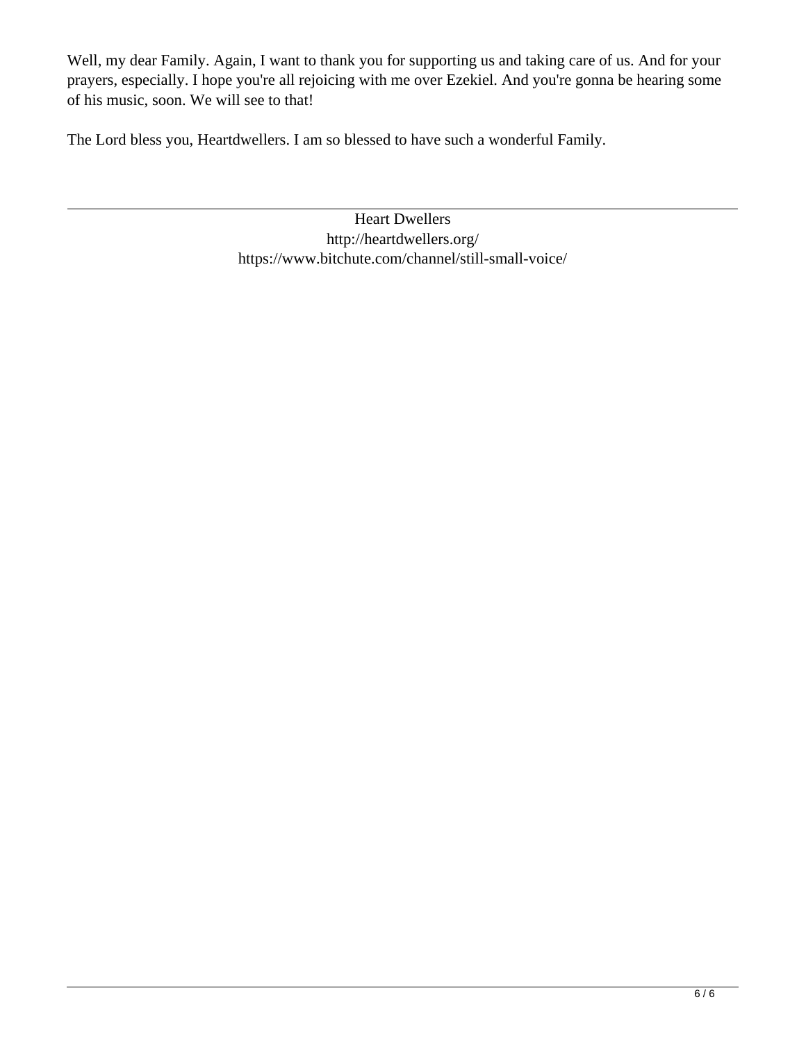Well, my dear Family. Again, I want to thank you for supporting us and taking care of us. And for your prayers, especially. I hope you're all rejoicing with me over Ezekiel. And you're gonna be hearing some of his music, soon. We will see to that!

The Lord bless you, Heartdwellers. I am so blessed to have such a wonderful Family.